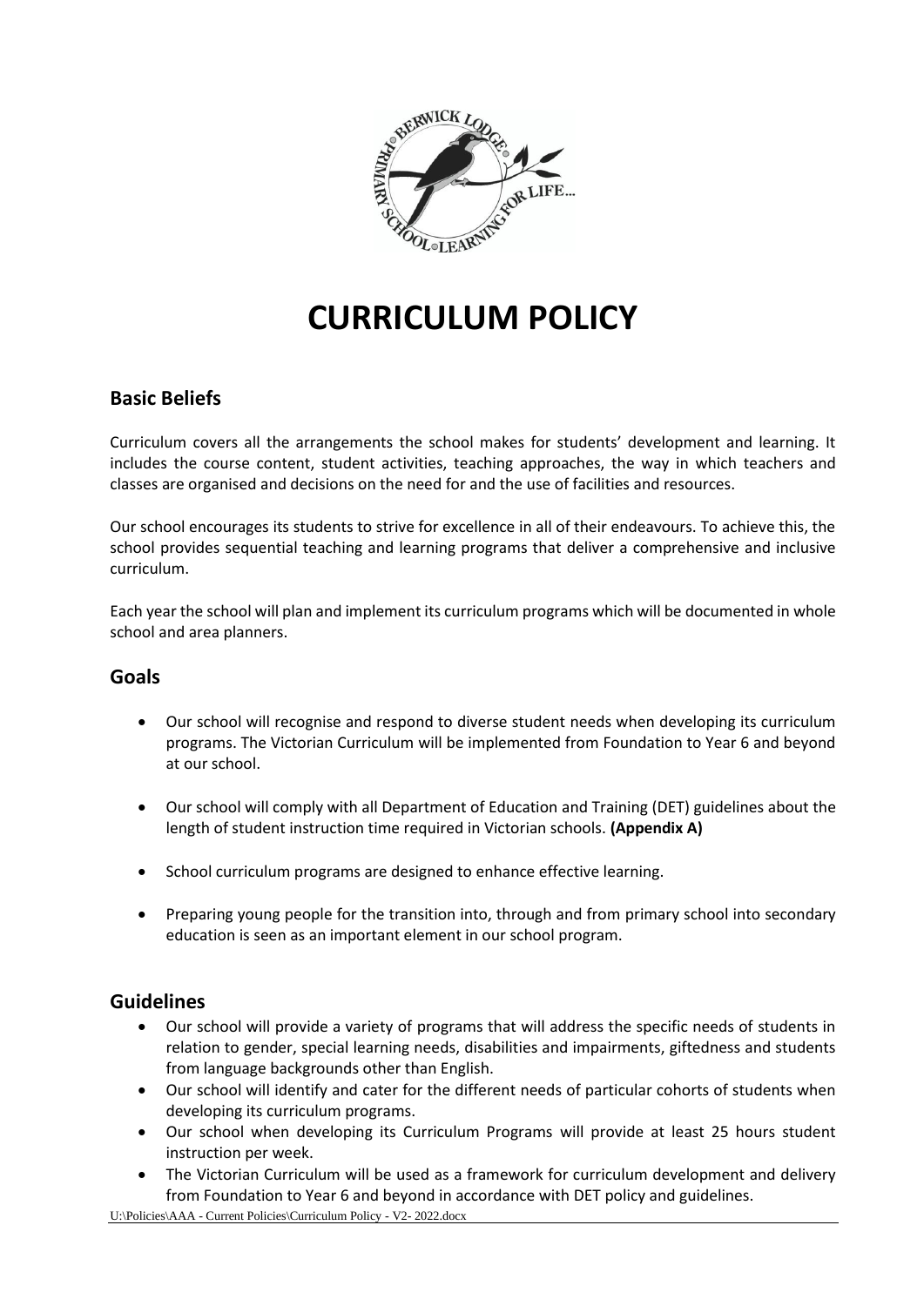# CURRICULUM POLICY

## Basic Beliefs

Curriculum covers all the arrangements the school makes for students' development and learning. It includes the course content, student activities, teaching approaches, the way in which teachers and classes are organised and decisions on the need for and the use of facilities and resources.

Our school encourages its students to strive for excellence in all of their endeavours. To achieve this, the school provides sequential teaching and learning programs that deliver a comprehensive and inclusive curriculum.

Each year the school will plan and implement its curriculum programs which will be documented in whole school and area planners.

## Goals

- Our school will recognise and respond to diverse student needs when developing its curriculum programs. The Victorian Curriculum will be implemented from Foundation to Year 6 and beyond at our school.
- Our school will comply with all Department of Education and Training (DET) guidelines about the length of student instruction time required in Victorian schools. **(Appendix A)**
- School curriculum programs are designed to enhance effective learning.
- Preparing young people for the transition into, through and from primary school into secondary education is seen as an important element in our school program.

## Guidelines

- Our school will provide a variety of programs that will address the specific needs of students in relation to gender, special learning needs, disabilities and impairments, giftedness and students from language backgrounds other than English.
- Our school will identify and cater for the different needs of particular cohorts of students when developing its curriculum programs.
- Our school when developing its Curriculum Programs will provide at least 25 hours student instruction per week.
- The Victorian Curriculum will be used as a framework for curriculum development and delivery from Foundation to Year 6 and beyond in accordance with DET policy and guidelines.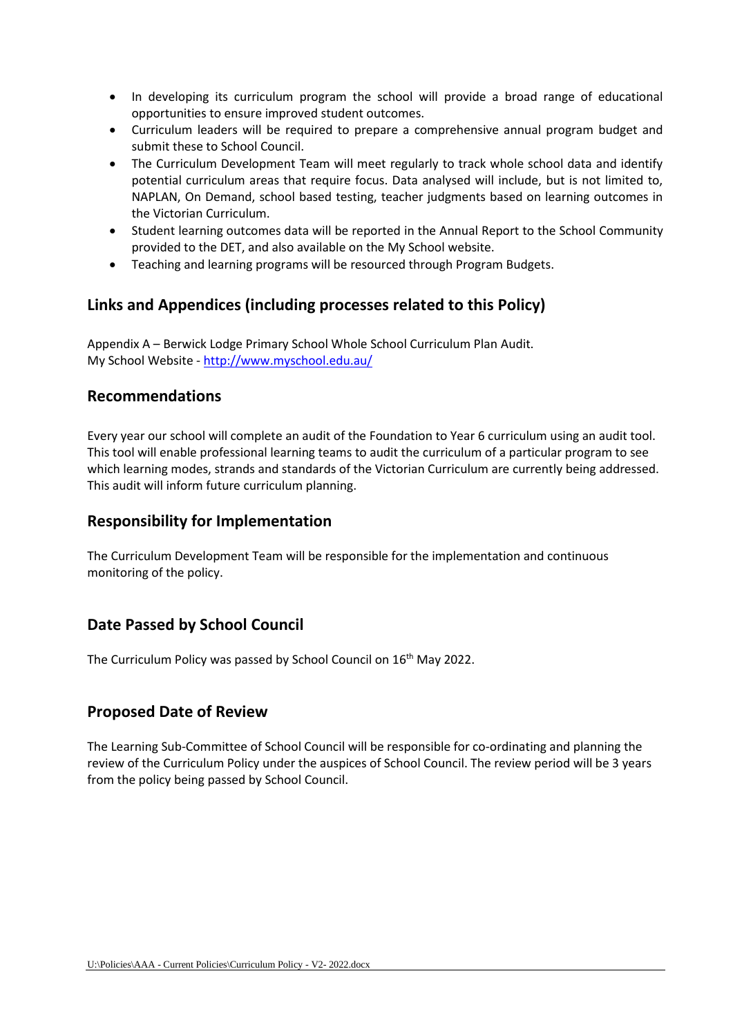- In developing its curriculum program the school will provide a broad range of educational opportunities to ensure improved student outcomes.
- Curriculum leaders will be required to prepare a comprehensive annual program budget and submit these to School Council.
- The Curriculum Development Team will meet regularly to track whole school data and identify potential curriculum areas that require focus. Data analysed will include, but is not limited to, NAPLAN, On Demand, school based testing, teacher judgments based on learning outcomes in the Victorian Curriculum.
- Student learning outcomes data will be reported in the Annual Report to the School Community provided to the DET, and also available on the My School website.
- Teaching and learning programs will be resourced through Program Budgets.

## Links and Appendices (including processes related to this Policy)

Appendix A – Berwick Lodge Primary School Whole School Curriculum Plan Audit.
My School Website - http://www.myschool.edu.au/

## Recommendations

Every year our school will complete an audit of the Foundation to Year 6 curriculum using an audit tool. This tool will enable professional learning teams to audit the curriculum of a particular program to see which learning modes, strands and standards of the Victorian Curriculum are currently being addressed. This audit will inform future curriculum planning.

## Responsibility for Implementation

The Curriculum Development Team will be responsible for the implementation and continuous monitoring of the policy.

## Date Passed by School Council

The Curriculum Policy was passed by School Council on 16th May 2022.

## Proposed Date of Review

The Learning Sub-Committee of School Council will be responsible for co-ordinating and planning the review of the Curriculum Policy under the auspices of School Council. The review period will be 3 years from the policy being passed by School Council.